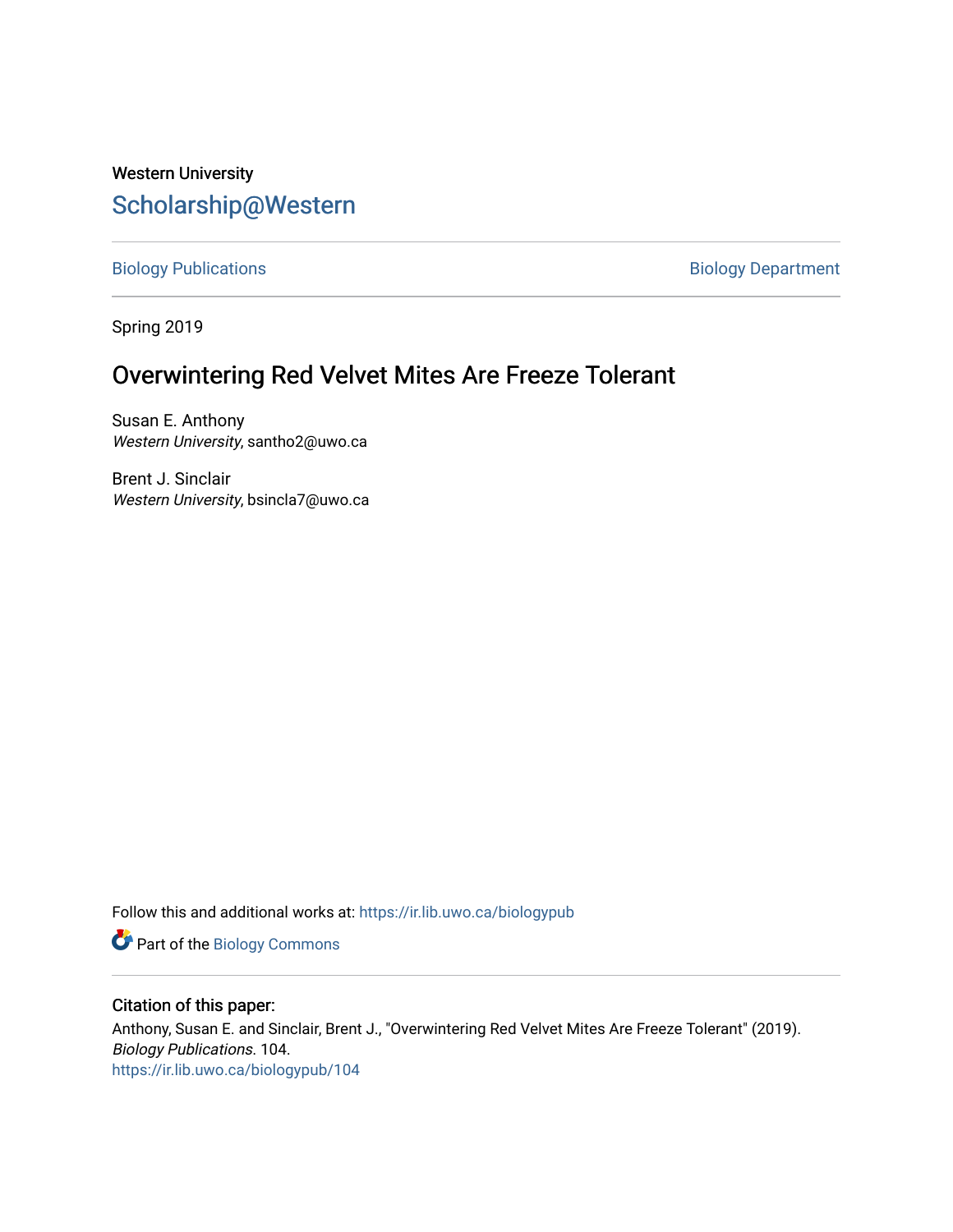Western University

# Scholarship@Western

Biology Publications                                                                 Biology Department

Spring 2019

## Overwintering Red Velvet Mites Are Freeze Tolerant

Susan E. Anthony
*Western University*, santho2@uwo.ca

Brent J. Sinclair
*Western University*, bsincla7@uwo.ca

Follow this and additional works at: https://ir.lib.uwo.ca/biologypub

Part of the Biology Commons

### Citation of this paper:

Anthony, Susan E. and Sinclair, Brent J., "Overwintering Red Velvet Mites Are Freeze Tolerant" (2019). *Biology Publications*. 104.
https://ir.lib.uwo.ca/biologypub/104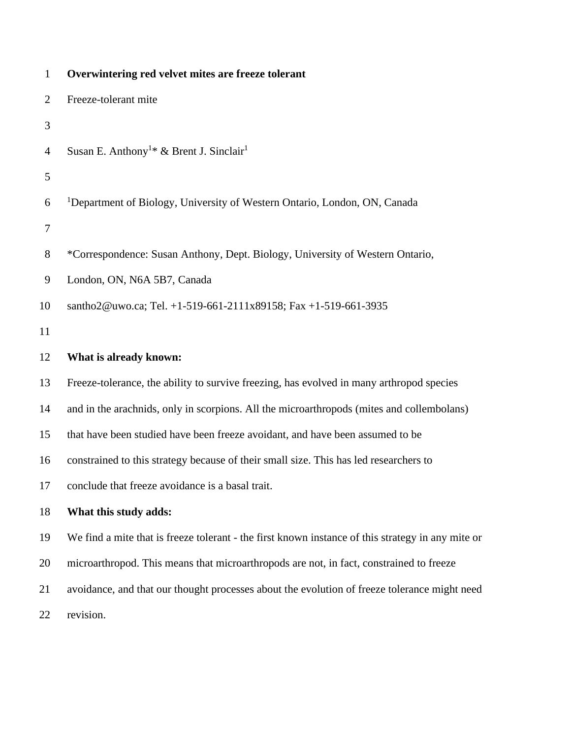# Overwintering red velvet mites are freeze tolerant

Freeze-tolerant mite

Susan E. Anthony[1]* & Brent J. Sinclair[1]

[1]Department of Biology, University of Western Ontario, London, ON, Canada

*Correspondence: Susan Anthony, Dept. Biology, University of Western Ontario, London, ON, N6A 5B7, Canada

santho2@uwo.ca; Tel. +1-519-661-2111x89158; Fax +1-519-661-3935

**What is already known:**

Freeze-tolerance, the ability to survive freezing, has evolved in many arthropod species and in the arachnids, only in scorpions. All the microarthropods (mites and collembolans) that have been studied have been freeze avoidant, and have been assumed to be constrained to this strategy because of their small size. This has led researchers to conclude that freeze avoidance is a basal trait.

**What this study adds:**

We find a mite that is freeze tolerant - the first known instance of this strategy in any mite or microarthropod. This means that microarthropods are not, in fact, constrained to freeze avoidance, and that our thought processes about the evolution of freeze tolerance might need revision.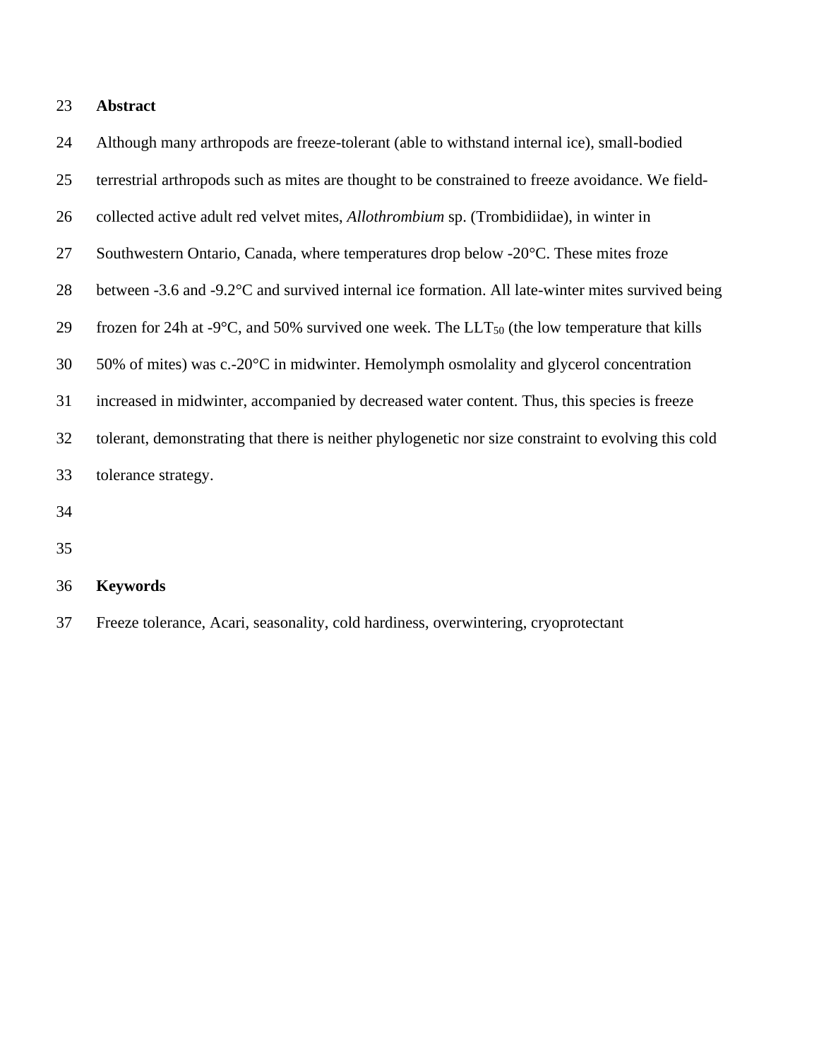## Abstract

Although many arthropods are freeze-tolerant (able to withstand internal ice), small-bodied terrestrial arthropods such as mites are thought to be constrained to freeze avoidance. We field-collected active adult red velvet mites, *Allothrombium* sp. (Trombidiidae), in winter in Southwestern Ontario, Canada, where temperatures drop below -20°C. These mites froze between -3.6 and -9.2°C and survived internal ice formation. All late-winter mites survived being frozen for 24h at -9°C, and 50% survived one week. The $LLT_{50}$ (the low temperature that kills 50% of mites) was c.-20°C in midwinter. Hemolymph osmolality and glycerol concentration increased in midwinter, accompanied by decreased water content. Thus, this species is freeze tolerant, demonstrating that there is neither phylogenetic nor size constraint to evolving this cold tolerance strategy.

## Keywords

Freeze tolerance, Acari, seasonality, cold hardiness, overwintering, cryoprotectant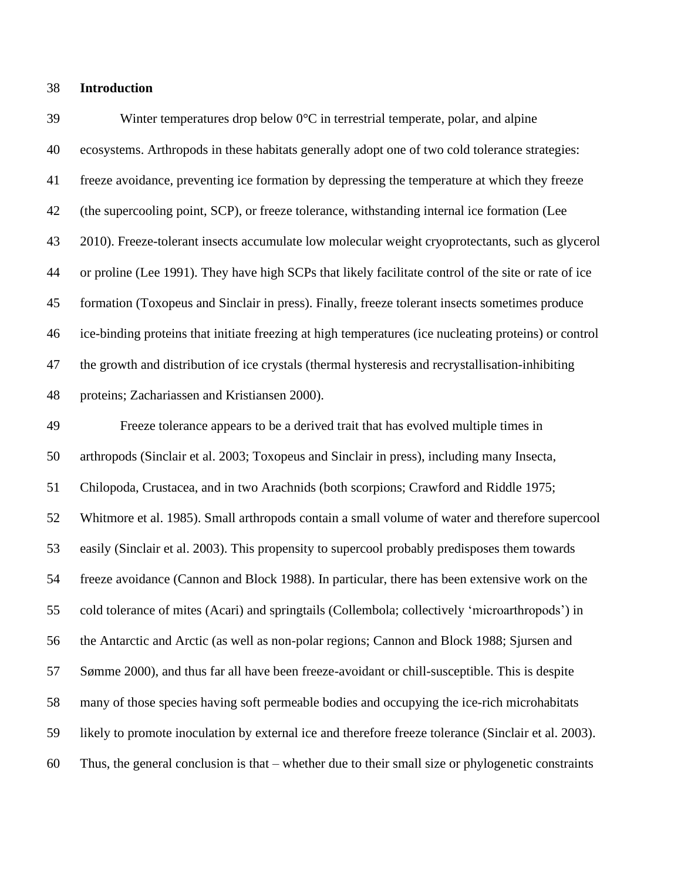## Introduction

Winter temperatures drop below 0°C in terrestrial temperate, polar, and alpine ecosystems. Arthropods in these habitats generally adopt one of two cold tolerance strategies: freeze avoidance, preventing ice formation by depressing the temperature at which they freeze (the supercooling point, SCP), or freeze tolerance, withstanding internal ice formation (Lee 2010). Freeze-tolerant insects accumulate low molecular weight cryoprotectants, such as glycerol or proline (Lee 1991). They have high SCPs that likely facilitate control of the site or rate of ice formation (Toxopeus and Sinclair in press). Finally, freeze tolerant insects sometimes produce ice-binding proteins that initiate freezing at high temperatures (ice nucleating proteins) or control the growth and distribution of ice crystals (thermal hysteresis and recrystallisation-inhibiting proteins; Zachariassen and Kristiansen 2000).

Freeze tolerance appears to be a derived trait that has evolved multiple times in arthropods (Sinclair et al. 2003; Toxopeus and Sinclair in press), including many Insecta, Chilopoda, Crustacea, and in two Arachnids (both scorpions; Crawford and Riddle 1975; Whitmore et al. 1985). Small arthropods contain a small volume of water and therefore supercool easily (Sinclair et al. 2003). This propensity to supercool probably predisposes them towards freeze avoidance (Cannon and Block 1988). In particular, there has been extensive work on the cold tolerance of mites (Acari) and springtails (Collembola; collectively 'microarthropods') in the Antarctic and Arctic (as well as non-polar regions; Cannon and Block 1988; Sjursen and Sømme 2000), and thus far all have been freeze-avoidant or chill-susceptible. This is despite many of those species having soft permeable bodies and occupying the ice-rich microhabitats likely to promote inoculation by external ice and therefore freeze tolerance (Sinclair et al. 2003). Thus, the general conclusion is that – whether due to their small size or phylogenetic constraints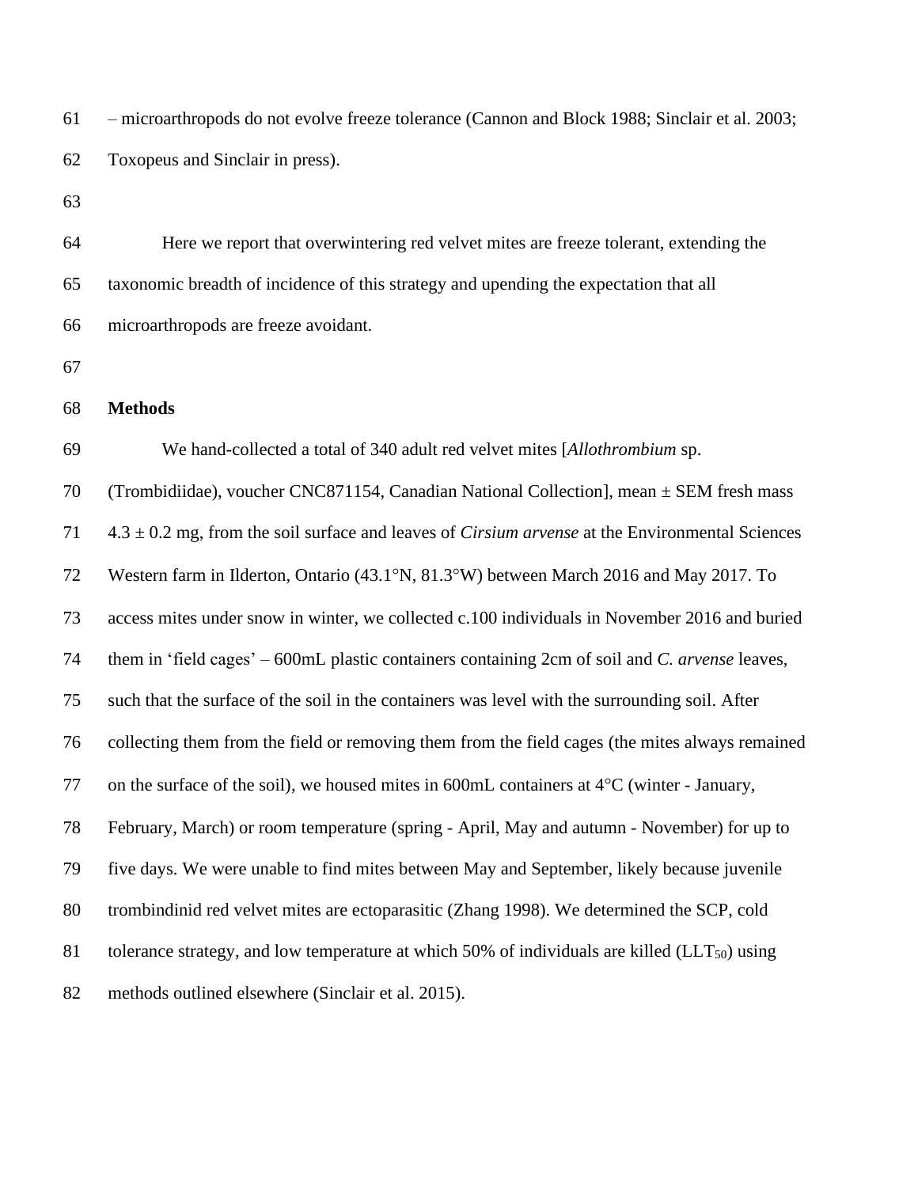– microarthropods do not evolve freeze tolerance (Cannon and Block 1988; Sinclair et al. 2003; Toxopeus and Sinclair in press).

Here we report that overwintering red velvet mites are freeze tolerant, extending the taxonomic breadth of incidence of this strategy and upending the expectation that all microarthropods are freeze avoidant.

## Methods

We hand-collected a total of 340 adult red velvet mites [*Allothrombium* sp. (Trombidiidae), voucher CNC871154, Canadian National Collection], mean ± SEM fresh mass 4.3 ± 0.2 mg, from the soil surface and leaves of *Cirsium arvense* at the Environmental Sciences Western farm in Ilderton, Ontario (43.1°N, 81.3°W) between March 2016 and May 2017. To access mites under snow in winter, we collected c.100 individuals in November 2016 and buried them in 'field cages' – 600mL plastic containers containing 2cm of soil and *C. arvense* leaves, such that the surface of the soil in the containers was level with the surrounding soil. After collecting them from the field or removing them from the field cages (the mites always remained on the surface of the soil), we housed mites in 600mL containers at 4°C (winter - January, February, March) or room temperature (spring - April, May and autumn - November) for up to five days. We were unable to find mites between May and September, likely because juvenile trombindinid red velvet mites are ectoparasitic (Zhang 1998). We determined the SCP, cold tolerance strategy, and low temperature at which 50% of individuals are killed ($LLT_{50}$) using methods outlined elsewhere (Sinclair et al. 2015).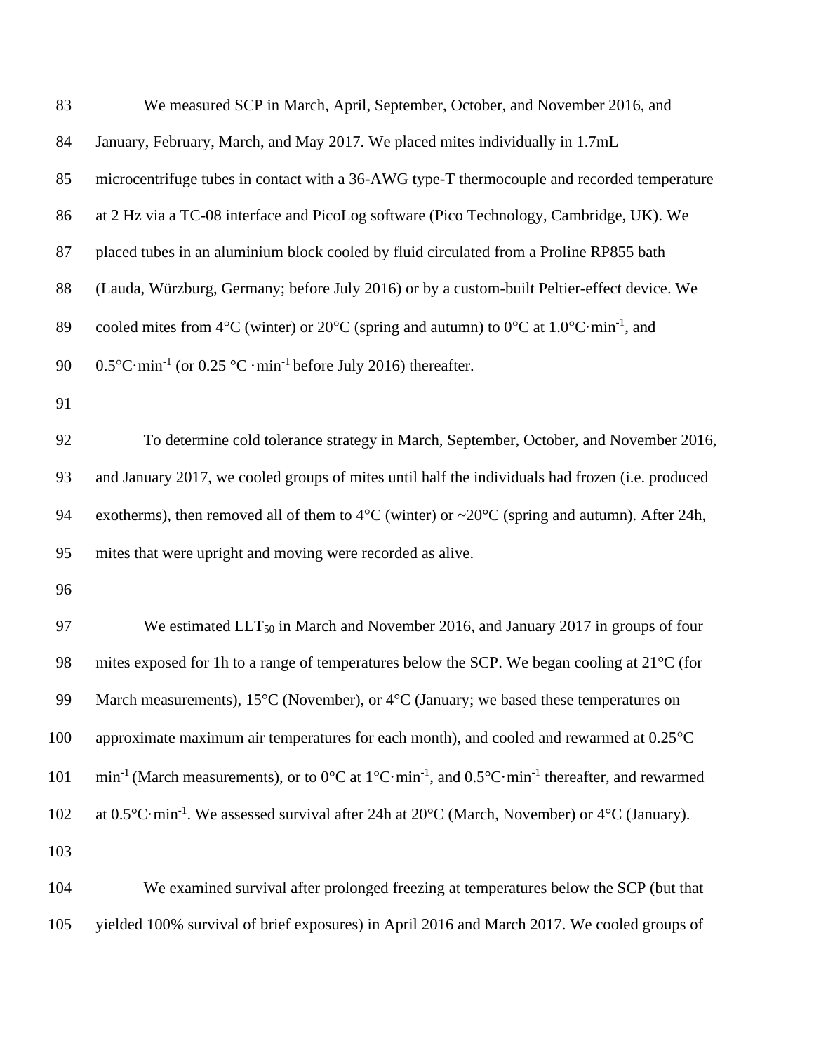We measured SCP in March, April, September, October, and November 2016, and January, February, March, and May 2017. We placed mites individually in 1.7mL microcentrifuge tubes in contact with a 36-AWG type-T thermocouple and recorded temperature at 2 Hz via a TC-08 interface and PicoLog software (Pico Technology, Cambridge, UK). We placed tubes in an aluminium block cooled by fluid circulated from a Proline RP855 bath (Lauda, Würzburg, Germany; before July 2016) or by a custom-built Peltier-effect device. We cooled mites from 4°C (winter) or 20°C (spring and autumn) to 0°C at 1.0°C·min$^{-1}$, and 0.5°C·min$^{-1}$ (or 0.25 °C ·min$^{-1}$ before July 2016) thereafter.

To determine cold tolerance strategy in March, September, October, and November 2016, and January 2017, we cooled groups of mites until half the individuals had frozen (i.e. produced exotherms), then removed all of them to 4°C (winter) or ~20°C (spring and autumn). After 24h, mites that were upright and moving were recorded as alive.

We estimated $LLT_{50}$ in March and November 2016, and January 2017 in groups of four mites exposed for 1h to a range of temperatures below the SCP. We began cooling at 21°C (for March measurements), 15°C (November), or 4°C (January; we based these temperatures on approximate maximum air temperatures for each month), and cooled and rewarmed at 0.25°C min$^{-1}$ (March measurements), or to 0°C at 1°C·min$^{-1}$, and 0.5°C·min$^{-1}$ thereafter, and rewarmed at 0.5°C·min$^{-1}$. We assessed survival after 24h at 20°C (March, November) or 4°C (January).

We examined survival after prolonged freezing at temperatures below the SCP (but that yielded 100% survival of brief exposures) in April 2016 and March 2017. We cooled groups of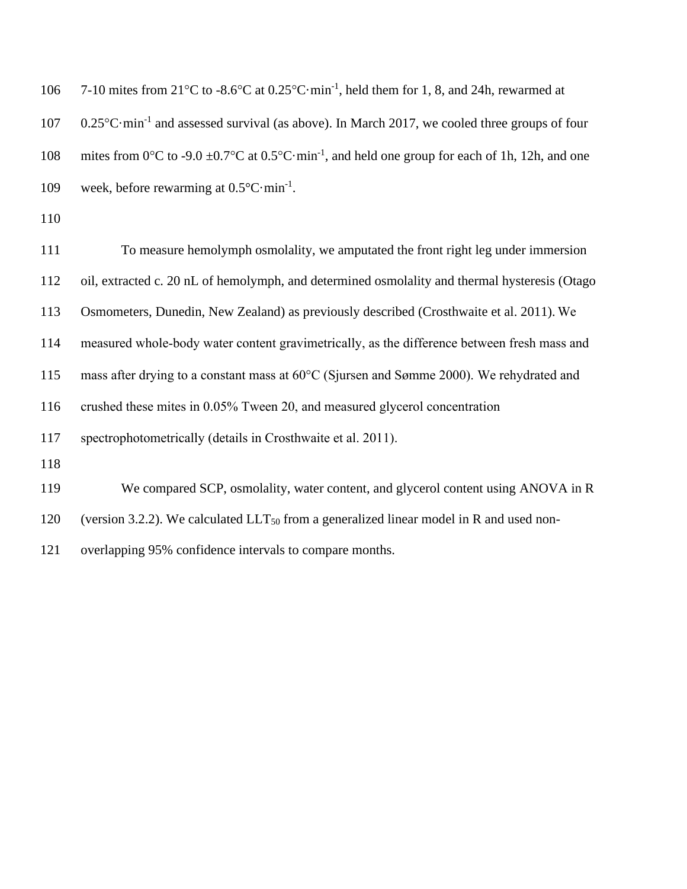7-10 mites from 21°C to -8.6°C at 0.25°C·min$^{-1}$, held them for 1, 8, and 24h, rewarmed at 0.25°C·min$^{-1}$ and assessed survival (as above). In March 2017, we cooled three groups of four mites from 0°C to -9.0 ±0.7°C at 0.5°C·min$^{-1}$, and held one group for each of 1h, 12h, and one week, before rewarming at 0.5°C·min$^{-1}$.

To measure hemolymph osmolality, we amputated the front right leg under immersion oil, extracted c. 20 nL of hemolymph, and determined osmolality and thermal hysteresis (Otago Osmometers, Dunedin, New Zealand) as previously described (Crosthwaite et al. 2011). We measured whole-body water content gravimetrically, as the difference between fresh mass and mass after drying to a constant mass at 60°C (Sjursen and Sømme 2000). We rehydrated and crushed these mites in 0.05% Tween 20, and measured glycerol concentration spectrophotometrically (details in Crosthwaite et al. 2011).

We compared SCP, osmolality, water content, and glycerol content using ANOVA in R (version 3.2.2). We calculated $LLT_{50}$ from a generalized linear model in R and used non-overlapping 95% confidence intervals to compare months.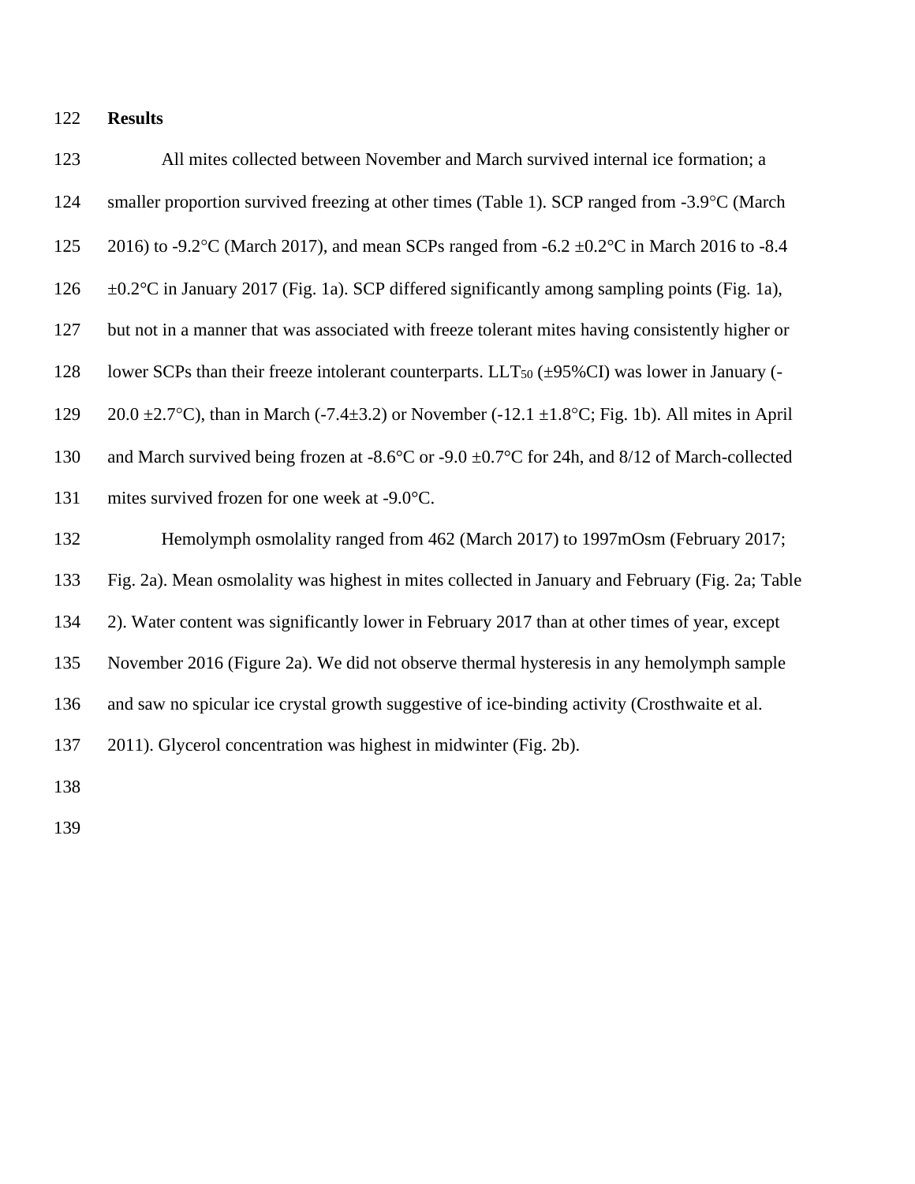## Results

All mites collected between November and March survived internal ice formation; a smaller proportion survived freezing at other times (Table 1). SCP ranged from -3.9°C (March 2016) to -9.2°C (March 2017), and mean SCPs ranged from -6.2 ±0.2°C in March 2016 to -8.4 ±0.2°C in January 2017 (Fig. 1a). SCP differed significantly among sampling points (Fig. 1a), but not in a manner that was associated with freeze tolerant mites having consistently higher or lower SCPs than their freeze intolerant counterparts. $LLT_{50}$ (±95%CI) was lower in January (-20.0 ±2.7°C), than in March (-7.4±3.2) or November (-12.1 ±1.8°C; Fig. 1b). All mites in April and March survived being frozen at -8.6°C or -9.0 ±0.7°C for 24h, and 8/12 of March-collected mites survived frozen for one week at -9.0°C.

Hemolymph osmolality ranged from 462 (March 2017) to 1997mOsm (February 2017; Fig. 2a). Mean osmolality was highest in mites collected in January and February (Fig. 2a; Table 2). Water content was significantly lower in February 2017 than at other times of year, except November 2016 (Figure 2a). We did not observe thermal hysteresis in any hemolymph sample and saw no spicular ice crystal growth suggestive of ice-binding activity (Crosthwaite et al. 2011). Glycerol concentration was highest in midwinter (Fig. 2b).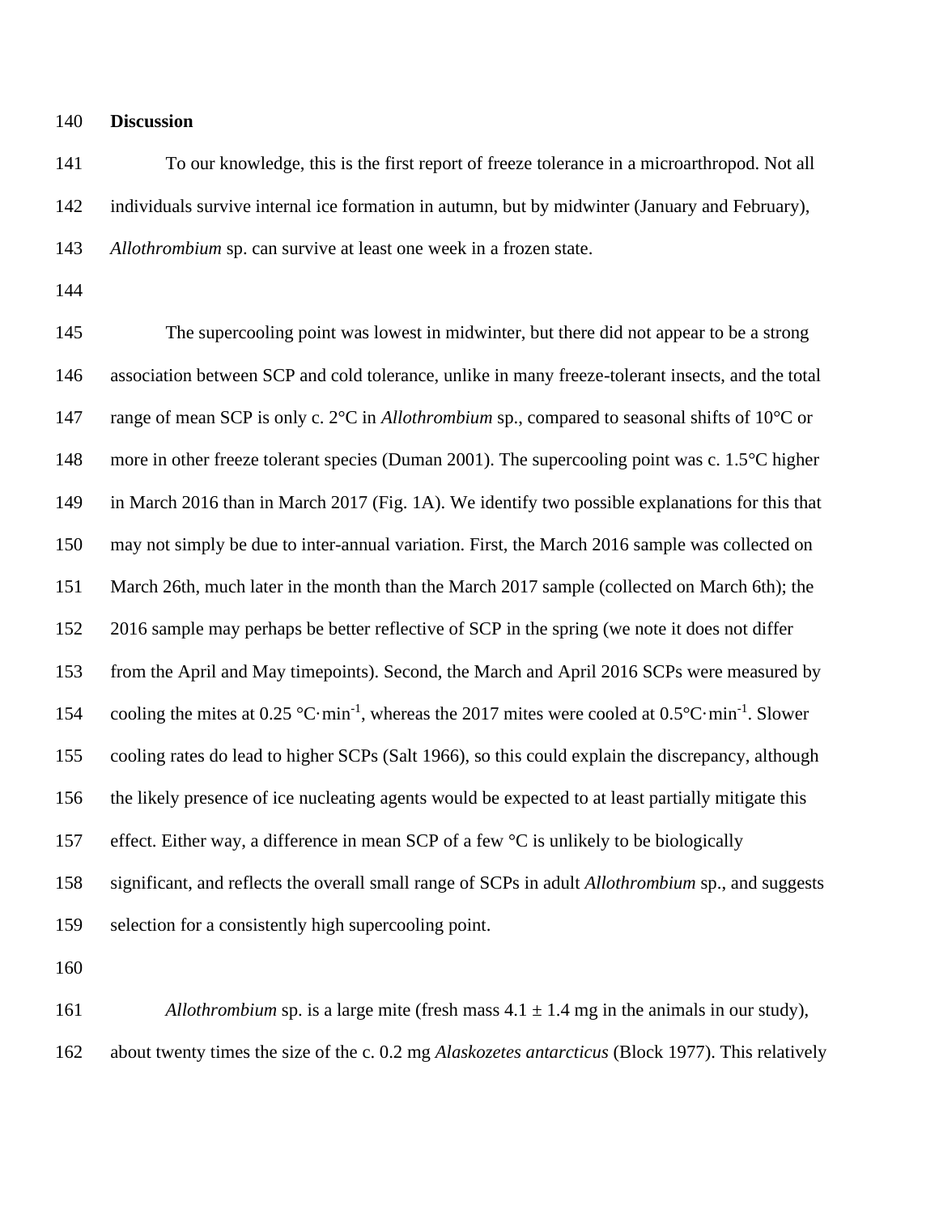## Discussion

To our knowledge, this is the first report of freeze tolerance in a microarthropod. Not all individuals survive internal ice formation in autumn, but by midwinter (January and February), *Allothrombium* sp. can survive at least one week in a frozen state.

The supercooling point was lowest in midwinter, but there did not appear to be a strong association between SCP and cold tolerance, unlike in many freeze-tolerant insects, and the total range of mean SCP is only c. 2°C in *Allothrombium* sp., compared to seasonal shifts of 10°C or more in other freeze tolerant species (Duman 2001). The supercooling point was c. 1.5°C higher in March 2016 than in March 2017 (Fig. 1A). We identify two possible explanations for this that may not simply be due to inter-annual variation. First, the March 2016 sample was collected on March 26th, much later in the month than the March 2017 sample (collected on March 6th); the 2016 sample may perhaps be better reflective of SCP in the spring (we note it does not differ from the April and May timepoints). Second, the March and April 2016 SCPs were measured by cooling the mites at 0.25 $°C \cdot min^{-1}$, whereas the 2017 mites were cooled at 0.5$°C \cdot min^{-1}$. Slower cooling rates do lead to higher SCPs (Salt 1966), so this could explain the discrepancy, although the likely presence of ice nucleating agents would be expected to at least partially mitigate this effect. Either way, a difference in mean SCP of a few °C is unlikely to be biologically significant, and reflects the overall small range of SCPs in adult *Allothrombium* sp., and suggests selection for a consistently high supercooling point.

*Allothrombium* sp. is a large mite (fresh mass $4.1 \pm 1.4$ mg in the animals in our study), about twenty times the size of the c. 0.2 mg *Alaskozetes antarcticus* (Block 1977). This relatively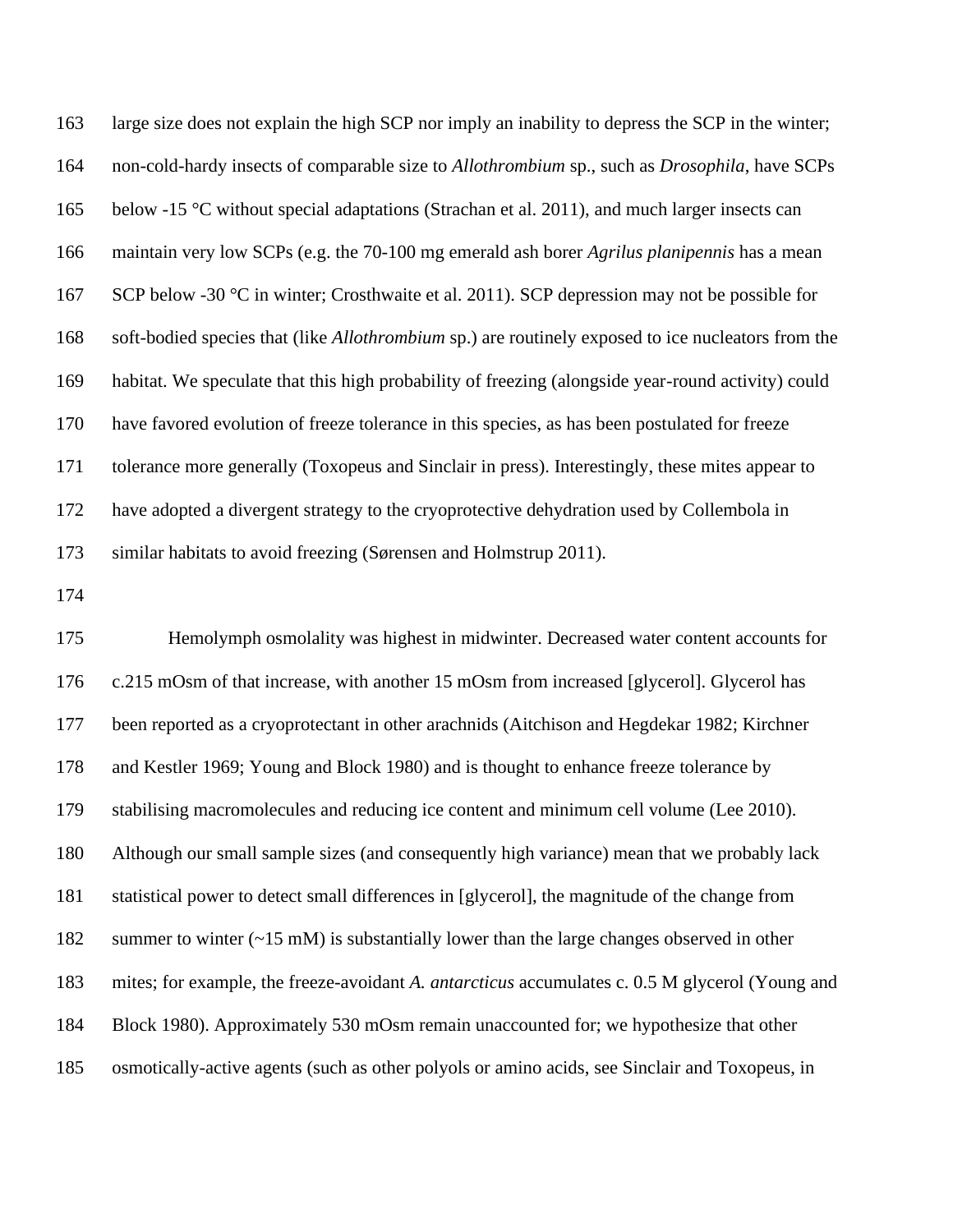large size does not explain the high SCP nor imply an inability to depress the SCP in the winter; non-cold-hardy insects of comparable size to *Allothrombium* sp., such as *Drosophila*, have SCPs below -15 °C without special adaptations (Strachan et al. 2011), and much larger insects can maintain very low SCPs (e.g. the 70-100 mg emerald ash borer *Agrilus planipennis* has a mean SCP below -30 °C in winter; Crosthwaite et al. 2011). SCP depression may not be possible for soft-bodied species that (like *Allothrombium* sp.) are routinely exposed to ice nucleators from the habitat. We speculate that this high probability of freezing (alongside year-round activity) could have favored evolution of freeze tolerance in this species, as has been postulated for freeze tolerance more generally (Toxopeus and Sinclair in press). Interestingly, these mites appear to have adopted a divergent strategy to the cryoprotective dehydration used by Collembola in similar habitats to avoid freezing (Sørensen and Holmstrup 2011).

Hemolymph osmolality was highest in midwinter. Decreased water content accounts for c.215 mOsm of that increase, with another 15 mOsm from increased [glycerol]. Glycerol has been reported as a cryoprotectant in other arachnids (Aitchison and Hegdekar 1982; Kirchner and Kestler 1969; Young and Block 1980) and is thought to enhance freeze tolerance by stabilising macromolecules and reducing ice content and minimum cell volume (Lee 2010). Although our small sample sizes (and consequently high variance) mean that we probably lack statistical power to detect small differences in [glycerol], the magnitude of the change from summer to winter (~15 mM) is substantially lower than the large changes observed in other mites; for example, the freeze-avoidant *A. antarcticus* accumulates c. 0.5 M glycerol (Young and Block 1980). Approximately 530 mOsm remain unaccounted for; we hypothesize that other osmotically-active agents (such as other polyols or amino acids, see Sinclair and Toxopeus, in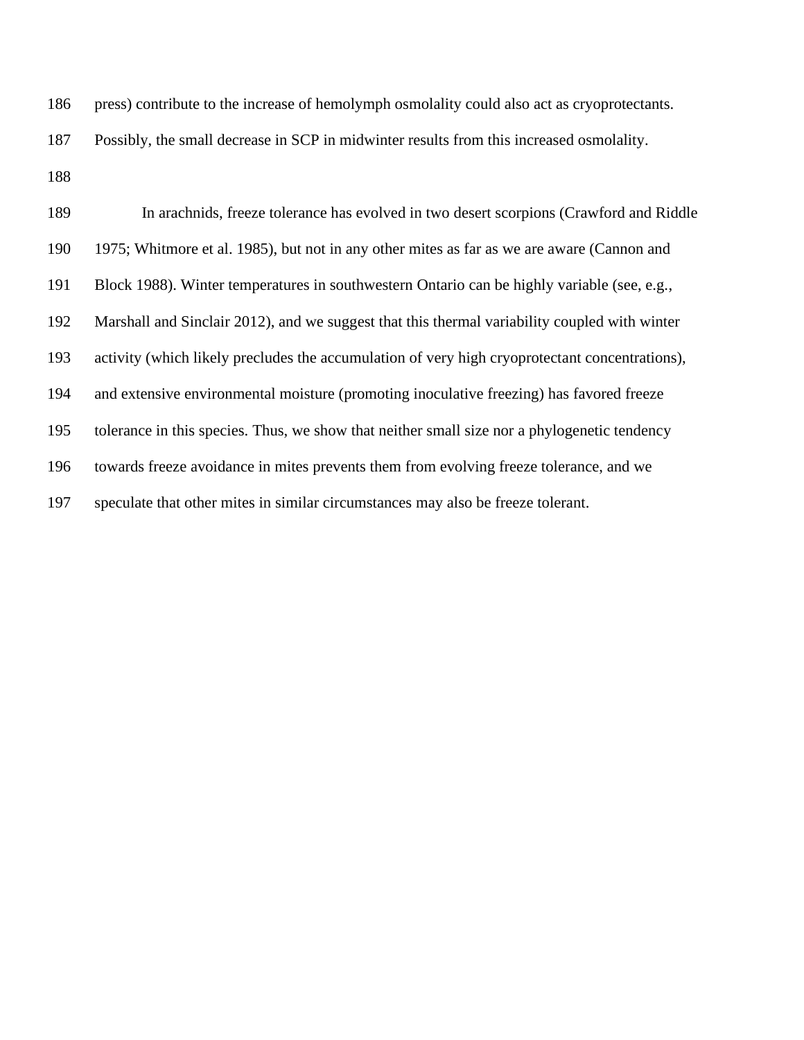press) contribute to the increase of hemolymph osmolality could also act as cryoprotectants. Possibly, the small decrease in SCP in midwinter results from this increased osmolality.

In arachnids, freeze tolerance has evolved in two desert scorpions (Crawford and Riddle 1975; Whitmore et al. 1985), but not in any other mites as far as we are aware (Cannon and Block 1988). Winter temperatures in southwestern Ontario can be highly variable (see, e.g., Marshall and Sinclair 2012), and we suggest that this thermal variability coupled with winter activity (which likely precludes the accumulation of very high cryoprotectant concentrations), and extensive environmental moisture (promoting inoculative freezing) has favored freeze tolerance in this species. Thus, we show that neither small size nor a phylogenetic tendency towards freeze avoidance in mites prevents them from evolving freeze tolerance, and we speculate that other mites in similar circumstances may also be freeze tolerant.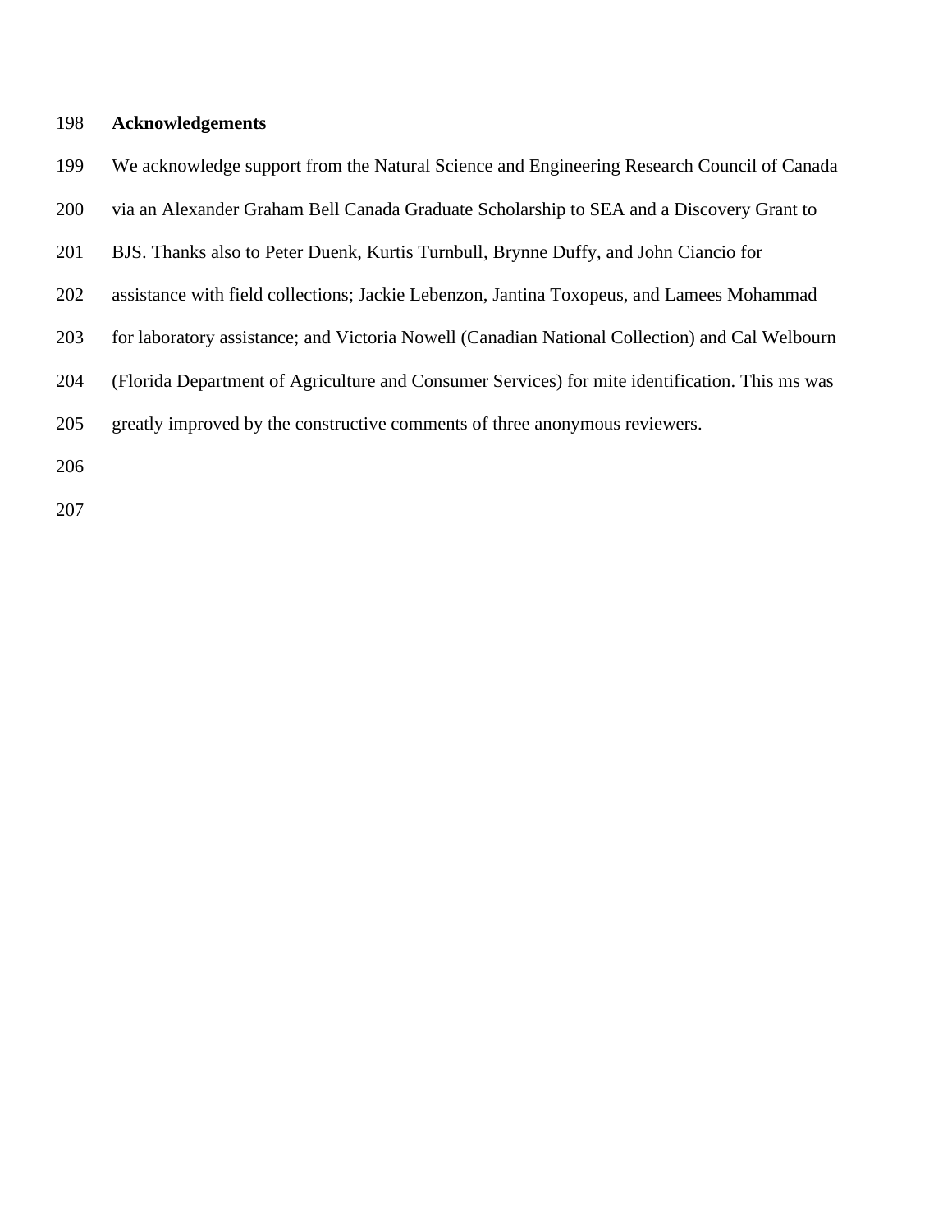## Acknowledgements

We acknowledge support from the Natural Science and Engineering Research Council of Canada via an Alexander Graham Bell Canada Graduate Scholarship to SEA and a Discovery Grant to BJS. Thanks also to Peter Duenk, Kurtis Turnbull, Brynne Duffy, and John Ciancio for assistance with field collections; Jackie Lebenzon, Jantina Toxopeus, and Lamees Mohammad for laboratory assistance; and Victoria Nowell (Canadian National Collection) and Cal Welbourn (Florida Department of Agriculture and Consumer Services) for mite identification. This ms was greatly improved by the constructive comments of three anonymous reviewers.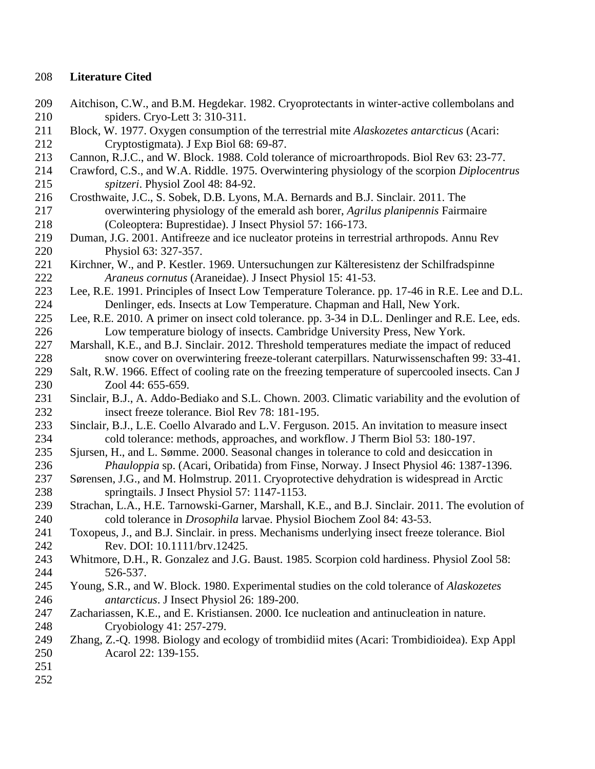## Literature Cited

Aitchison, C.W., and B.M. Hegdekar. 1982. Cryoprotectants in winter-active collembolans and spiders. Cryo-Lett 3: 310-311.

Block, W. 1977. Oxygen consumption of the terrestrial mite *Alaskozetes antarcticus* (Acari: Cryptostigmata). J Exp Biol 68: 69-87.

Cannon, R.J.C., and W. Block. 1988. Cold tolerance of microarthropods. Biol Rev 63: 23-77.

Crawford, C.S., and W.A. Riddle. 1975. Overwintering physiology of the scorpion *Diplocentrus spitzeri*. Physiol Zool 48: 84-92.

Crosthwaite, J.C., S. Sobek, D.B. Lyons, M.A. Bernards and B.J. Sinclair. 2011. The overwintering physiology of the emerald ash borer, *Agrilus planipennis* Fairmaire (Coleoptera: Buprestidae). J Insect Physiol 57: 166-173.

Duman, J.G. 2001. Antifreeze and ice nucleator proteins in terrestrial arthropods. Annu Rev Physiol 63: 327-357.

Kirchner, W., and P. Kestler. 1969. Untersuchungen zur Kälteresistenz der Schilfradspinne *Araneus cornutus* (Araneidae). J Insect Physiol 15: 41-53.

Lee, R.E. 1991. Principles of Insect Low Temperature Tolerance. pp. 17-46 in R.E. Lee and D.L. Denlinger, eds. Insects at Low Temperature. Chapman and Hall, New York.

Lee, R.E. 2010. A primer on insect cold tolerance. pp. 3-34 in D.L. Denlinger and R.E. Lee, eds. Low temperature biology of insects. Cambridge University Press, New York.

Marshall, K.E., and B.J. Sinclair. 2012. Threshold temperatures mediate the impact of reduced snow cover on overwintering freeze-tolerant caterpillars. Naturwissenschaften 99: 33-41.

Salt, R.W. 1966. Effect of cooling rate on the freezing temperature of supercooled insects. Can J Zool 44: 655-659.

Sinclair, B.J., A. Addo-Bediako and S.L. Chown. 2003. Climatic variability and the evolution of insect freeze tolerance. Biol Rev 78: 181-195.

Sinclair, B.J., L.E. Coello Alvarado and L.V. Ferguson. 2015. An invitation to measure insect cold tolerance: methods, approaches, and workflow. J Therm Biol 53: 180-197.

Sjursen, H., and L. Sømme. 2000. Seasonal changes in tolerance to cold and desiccation in *Phauloppia* sp. (Acari, Oribatida) from Finse, Norway. J Insect Physiol 46: 1387-1396.

Sørensen, J.G., and M. Holmstrup. 2011. Cryoprotective dehydration is widespread in Arctic springtails. J Insect Physiol 57: 1147-1153.

Strachan, L.A., H.E. Tarnowski-Garner, Marshall, K.E., and B.J. Sinclair. 2011. The evolution of cold tolerance in *Drosophila* larvae. Physiol Biochem Zool 84: 43-53.

Toxopeus, J., and B.J. Sinclair. in press. Mechanisms underlying insect freeze tolerance. Biol Rev. DOI: 10.1111/brv.12425.

Whitmore, D.H., R. Gonzalez and J.G. Baust. 1985. Scorpion cold hardiness. Physiol Zool 58: 526-537.

Young, S.R., and W. Block. 1980. Experimental studies on the cold tolerance of *Alaskozetes antarcticus*. J Insect Physiol 26: 189-200.

Zachariassen, K.E., and E. Kristiansen. 2000. Ice nucleation and antinucleation in nature. Cryobiology 41: 257-279.

Zhang, Z.-Q. 1998. Biology and ecology of trombidiid mites (Acari: Trombidioidea). Exp Appl Acarol 22: 139-155.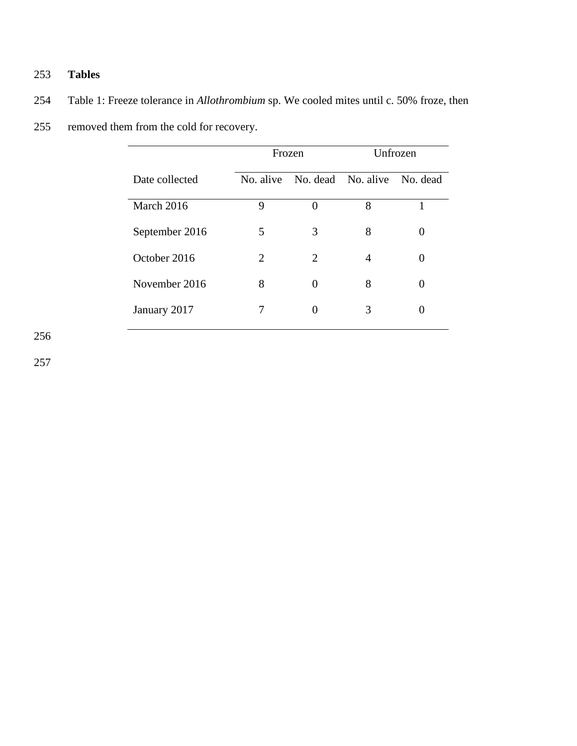# Tables

Table 1: Freeze tolerance in *Allothrombium* sp. We cooled mites until c. 50% froze, then removed them from the cold for recovery.

| | Frozen | | Unfrozen | |
|---|---|---|---|---|
| Date collected | No. alive | No. dead | No. alive | No. dead |
| March 2016 | 9 | 0 | 8 | 1 |
| September 2016 | 5 | 3 | 8 | 0 |
| October 2016 | 2 | 2 | 4 | 0 |
| November 2016 | 8 | 0 | 8 | 0 |
| January 2017 | 7 | 0 | 3 | 0 |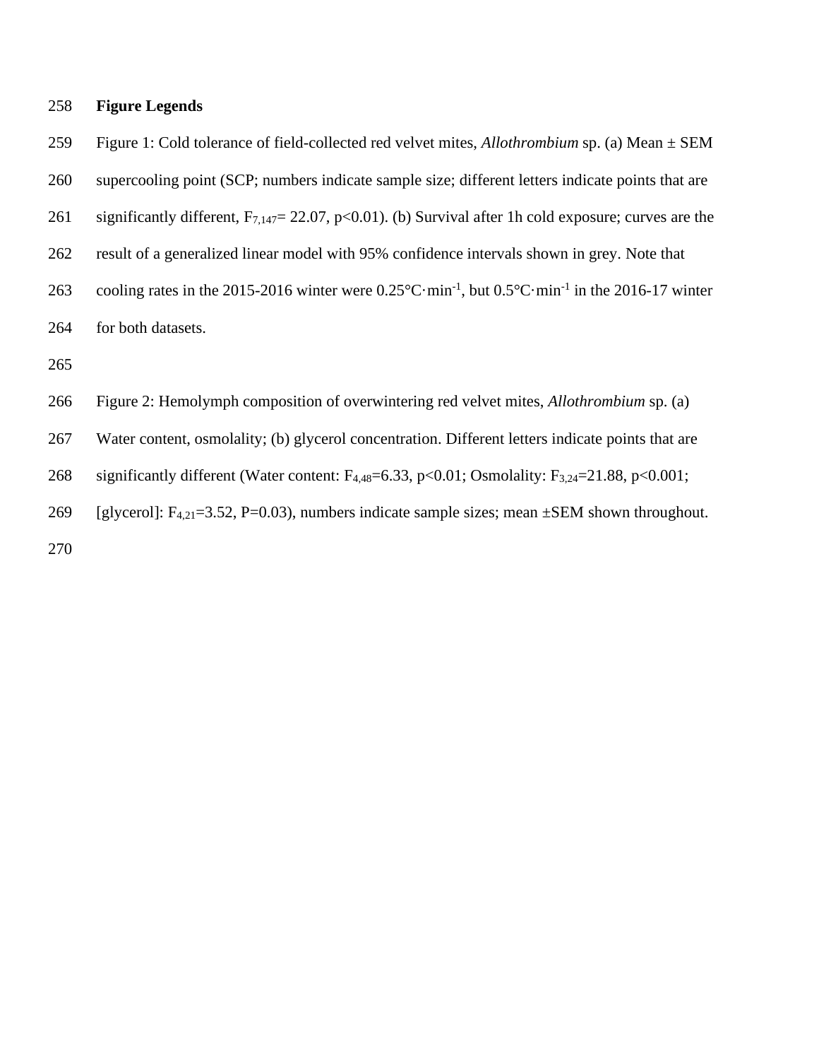**Figure Legends**

Figure 1: Cold tolerance of field-collected red velvet mites, *Allothrombium* sp. (a) Mean ± SEM supercooling point (SCP; numbers indicate sample size; different letters indicate points that are significantly different, $F_{7,147}= 22.07$, $p<0.01$). (b) Survival after 1h cold exposure; curves are the result of a generalized linear model with 95% confidence intervals shown in grey. Note that cooling rates in the 2015-2016 winter were $0.25°C·min^{-1}$, but $0.5°C·min^{-1}$ in the 2016-17 winter for both datasets.

Figure 2: Hemolymph composition of overwintering red velvet mites, *Allothrombium* sp. (a) Water content, osmolality; (b) glycerol concentration. Different letters indicate points that are significantly different (Water content: $F_{4,48}=6.33$, $p<0.01$; Osmolality: $F_{3,24}=21.88$, $p<0.001$; [glycerol]: $F_{4,21}=3.52$, $P=0.03$), numbers indicate sample sizes; mean ±SEM shown throughout.